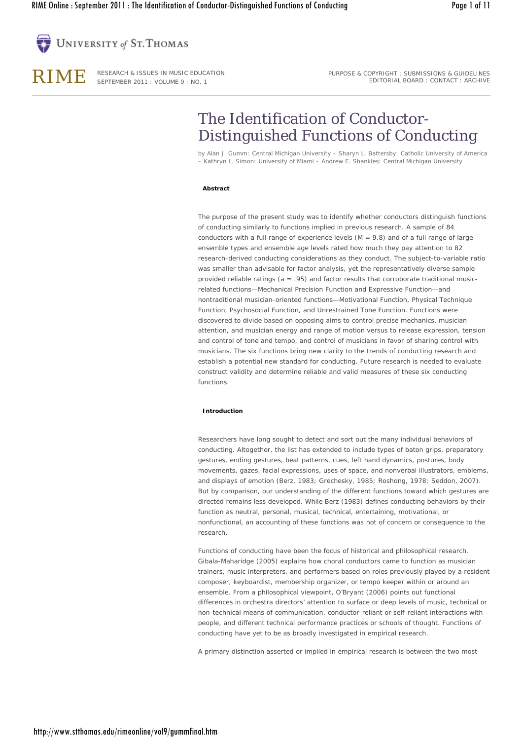# The Identification of Conductor-Distinguished Functions of Conducting

by Alan J. Gumm: Central Michigan University – Sharyn L. Battersby: Catholic University of America – Kathryn L. Simon: University of Miami – Andrew E. Shankles: Central Michigan University

### Abstract

The purpose of the present study was to identify whether conductors distinguish functions of conducting similarly to functions implied in previous research. A sample of 84 conductors with a full range of experience levels ($M = 9.8$) and of a full range of large ensemble types and ensemble age levels rated how much they pay attention to 82 research-derived conducting considerations as they conduct. The subject-to-variable ratio was smaller than advisable for factor analysis, yet the representatively diverse sample provided reliable ratings ($a = .95$) and factor results that corroborate traditional music-related functions—Mechanical Precision Function and Expressive Function—and nontraditional musician-oriented functions—Motivational Function, Physical Technique Function, Psychosocial Function, and Unrestrained Tone Function. Functions were discovered to divide based on opposing aims to control precise mechanics, musician attention, and musician energy and range of motion versus to release expression, tension and control of tone and tempo, and control of musicians in favor of sharing control with musicians. The six functions bring new clarity to the trends of conducting research and establish a potential new standard for conducting. Future research is needed to evaluate construct validity and determine reliable and valid measures of these six conducting functions.

### Introduction

Researchers have long sought to detect and sort out the many individual behaviors of conducting. Altogether, the list has extended to include types of baton grips, preparatory gestures, ending gestures, beat patterns, cues, left hand dynamics, postures, body movements, gazes, facial expressions, uses of space, and nonverbal illustrators, emblems, and displays of emotion (Berz, 1983; Grechesky, 1985; Roshong, 1978; Seddon, 2007). But by comparison, our understanding of the different functions toward which gestures are directed remains less developed. While Berz (1983) defines conducting behaviors by their function as neutral, personal, musical, technical, entertaining, motivational, or nonfunctional, an accounting of these functions was not of concern or consequence to the research.

Functions of conducting have been the focus of historical and philosophical research. Gibala-Maharidge (2005) explains how choral conductors came to function as musician trainers, music interpreters, and performers based on roles previously played by a resident composer, keyboardist, membership organizer, or tempo keeper within or around an ensemble. From a philosophical viewpoint, O'Bryant (2006) points out functional differences in orchestra directors' attention to surface or deep levels of music, technical or non-technical means of communication, conductor-reliant or self-reliant interactions with people, and different technical performance practices or schools of thought. Functions of conducting have yet to be as broadly investigated in empirical research.

A primary distinction asserted or implied in empirical research is between the two most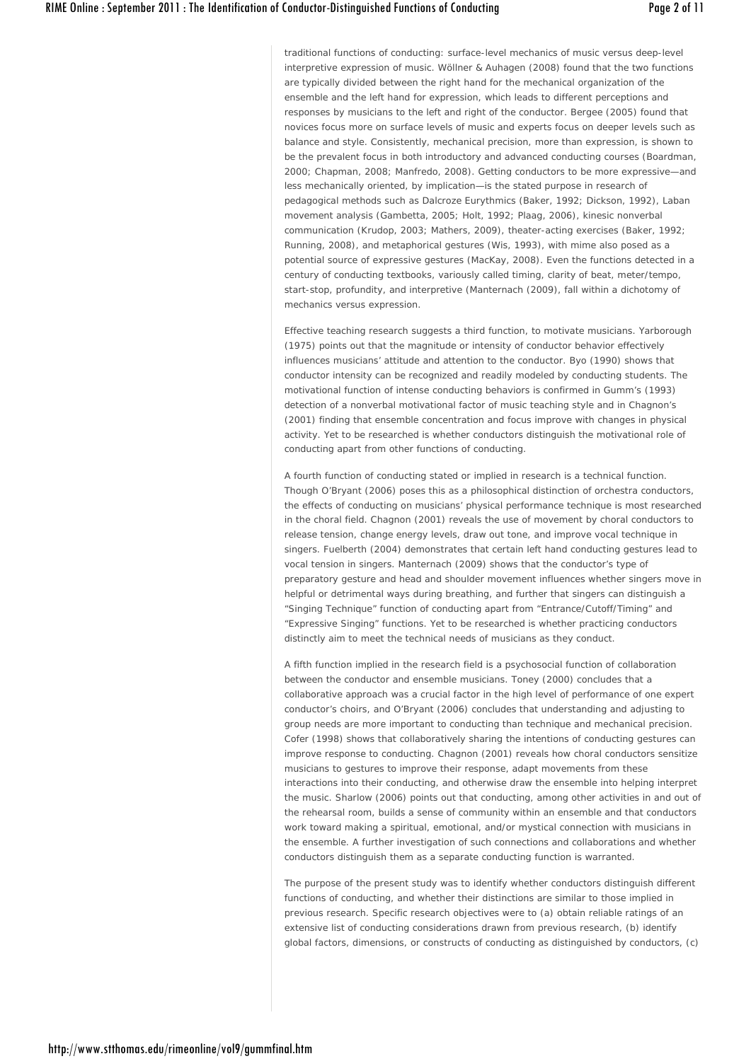traditional functions of conducting: surface-level mechanics of music versus deep-level interpretive expression of music. Wöllner & Auhagen (2008) found that the two functions are typically divided between the right hand for the mechanical organization of the ensemble and the left hand for expression, which leads to different perceptions and responses by musicians to the left and right of the conductor. Bergee (2005) found that novices focus more on surface levels of music and experts focus on deeper levels such as balance and style. Consistently, mechanical precision, more than expression, is shown to be the prevalent focus in both introductory and advanced conducting courses (Boardman, 2000; Chapman, 2008; Manfredo, 2008). Getting conductors to be more expressive—and less mechanically oriented, by implication—is the stated purpose in research of pedagogical methods such as Dalcroze Eurythmics (Baker, 1992; Dickson, 1992), Laban movement analysis (Gambetta, 2005; Holt, 1992; Plaag, 2006), kinesic nonverbal communication (Krudop, 2003; Mathers, 2009), theater-acting exercises (Baker, 1992; Running, 2008), and metaphorical gestures (Wis, 1993), with mime also posed as a potential source of expressive gestures (MacKay, 2008). Even the functions detected in a century of conducting textbooks, variously called timing, clarity of beat, meter/tempo, start-stop, profundity, and interpretive (Manternach (2009), fall within a dichotomy of mechanics versus expression.

Effective teaching research suggests a third function, to motivate musicians. Yarborough (1975) points out that the magnitude or intensity of conductor behavior effectively influences musicians' attitude and attention to the conductor. Byo (1990) shows that conductor intensity can be recognized and readily modeled by conducting students. The motivational function of intense conducting behaviors is confirmed in Gumm's (1993) detection of a nonverbal motivational factor of music teaching style and in Chagnon's (2001) finding that ensemble concentration and focus improve with changes in physical activity. Yet to be researched is whether conductors distinguish the motivational role of conducting apart from other functions of conducting.

A fourth function of conducting stated or implied in research is a technical function. Though O'Bryant (2006) poses this as a philosophical distinction of orchestra conductors, the effects of conducting on musicians' physical performance technique is most researched in the choral field. Chagnon (2001) reveals the use of movement by choral conductors to release tension, change energy levels, draw out tone, and improve vocal technique in singers. Fuelberth (2004) demonstrates that certain left hand conducting gestures lead to vocal tension in singers. Manternach (2009) shows that the conductor's type of preparatory gesture and head and shoulder movement influences whether singers move in helpful or detrimental ways during breathing, and further that singers can distinguish a "Singing Technique" function of conducting apart from "Entrance/Cutoff/Timing" and "Expressive Singing" functions. Yet to be researched is whether practicing conductors distinctly aim to meet the technical needs of musicians as they conduct.

A fifth function implied in the research field is a psychosocial function of collaboration between the conductor and ensemble musicians. Toney (2000) concludes that a collaborative approach was a crucial factor in the high level of performance of one expert conductor's choirs, and O'Bryant (2006) concludes that understanding and adjusting to group needs are more important to conducting than technique and mechanical precision. Cofer (1998) shows that collaboratively sharing the intentions of conducting gestures can improve response to conducting. Chagnon (2001) reveals how choral conductors sensitize musicians to gestures to improve their response, adapt movements from these interactions into their conducting, and otherwise draw the ensemble into helping interpret the music. Sharlow (2006) points out that conducting, among other activities in and out of the rehearsal room, builds a sense of community within an ensemble and that conductors work toward making a spiritual, emotional, and/or mystical connection with musicians in the ensemble. A further investigation of such connections and collaborations and whether conductors distinguish them as a separate conducting function is warranted.

The purpose of the present study was to identify whether conductors distinguish different functions of conducting, and whether their distinctions are similar to those implied in previous research. Specific research objectives were to (a) obtain reliable ratings of an extensive list of conducting considerations drawn from previous research, (b) identify global factors, dimensions, or constructs of conducting as distinguished by conductors, (c)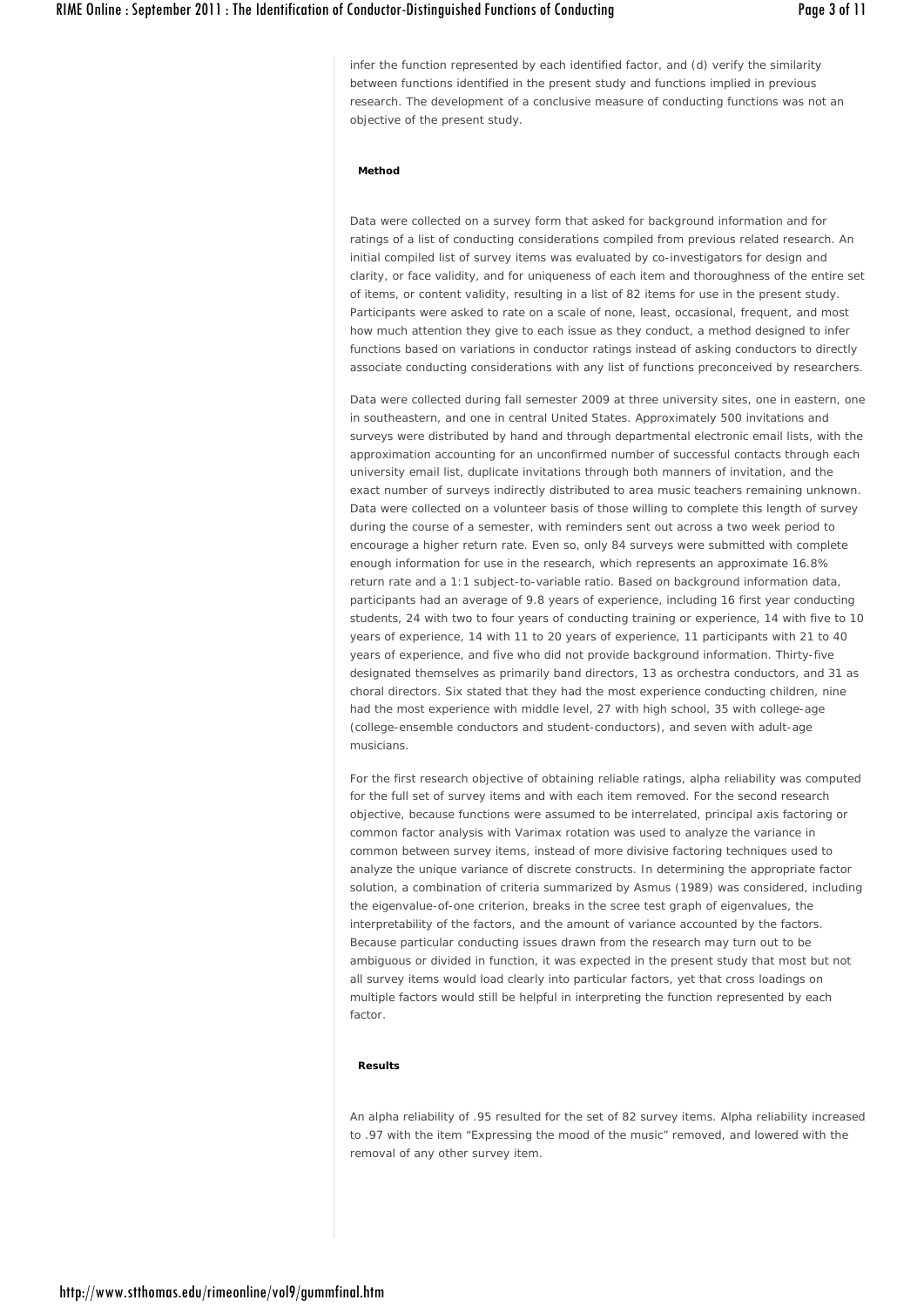infer the function represented by each identified factor, and (d) verify the similarity between functions identified in the present study and functions implied in previous research. The development of a conclusive measure of conducting functions was not an objective of the present study.

**Method**

Data were collected on a survey form that asked for background information and for ratings of a list of conducting considerations compiled from previous related research. An initial compiled list of survey items was evaluated by co-investigators for design and clarity, or face validity, and for uniqueness of each item and thoroughness of the entire set of items, or content validity, resulting in a list of 82 items for use in the present study. Participants were asked to rate on a scale of none, least, occasional, frequent, and most how much attention they give to each issue as they conduct, a method designed to infer functions based on variations in conductor ratings instead of asking conductors to directly associate conducting considerations with any list of functions preconceived by researchers.

Data were collected during fall semester 2009 at three university sites, one in eastern, one in southeastern, and one in central United States. Approximately 500 invitations and surveys were distributed by hand and through departmental electronic email lists, with the approximation accounting for an unconfirmed number of successful contacts through each university email list, duplicate invitations through both manners of invitation, and the exact number of surveys indirectly distributed to area music teachers remaining unknown. Data were collected on a volunteer basis of those willing to complete this length of survey during the course of a semester, with reminders sent out across a two week period to encourage a higher return rate. Even so, only 84 surveys were submitted with complete enough information for use in the research, which represents an approximate 16.8% return rate and a 1:1 subject-to-variable ratio. Based on background information data, participants had an average of 9.8 years of experience, including 16 first year conducting students, 24 with two to four years of conducting training or experience, 14 with five to 10 years of experience, 14 with 11 to 20 years of experience, 11 participants with 21 to 40 years of experience, and five who did not provide background information. Thirty-five designated themselves as primarily band directors, 13 as orchestra conductors, and 31 as choral directors. Six stated that they had the most experience conducting children, nine had the most experience with middle level, 27 with high school, 35 with college-age (college-ensemble conductors and student-conductors), and seven with adult-age musicians.

For the first research objective of obtaining reliable ratings, alpha reliability was computed for the full set of survey items and with each item removed. For the second research objective, because functions were assumed to be interrelated, principal axis factoring or common factor analysis with Varimax rotation was used to analyze the variance in common between survey items, instead of more divisive factoring techniques used to analyze the unique variance of discrete constructs. In determining the appropriate factor solution, a combination of criteria summarized by Asmus (1989) was considered, including the eigenvalue-of-one criterion, breaks in the scree test graph of eigenvalues, the interpretability of the factors, and the amount of variance accounted by the factors. Because particular conducting issues drawn from the research may turn out to be ambiguous or divided in function, it was expected in the present study that most but not all survey items would load clearly into particular factors, yet that cross loadings on multiple factors would still be helpful in interpreting the function represented by each factor.

**Results**

An alpha reliability of .95 resulted for the set of 82 survey items. Alpha reliability increased to .97 with the item "Expressing the mood of the music" removed, and lowered with the removal of any other survey item.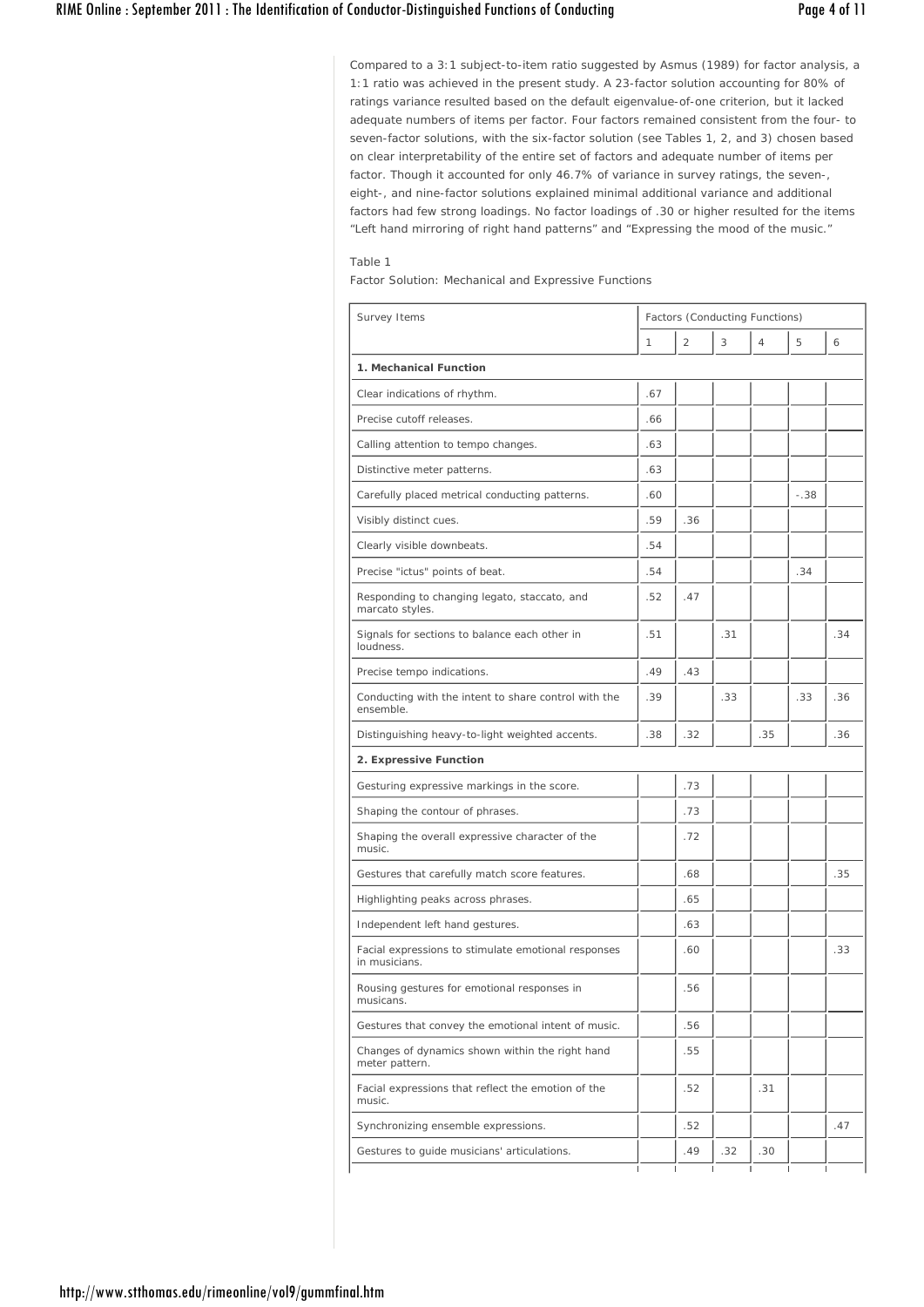Compared to a 3:1 subject-to-item ratio suggested by Asmus (1989) for factor analysis, a 1:1 ratio was achieved in the present study. A 23-factor solution accounting for 80% of ratings variance resulted based on the default eigenvalue-of-one criterion, but it lacked adequate numbers of items per factor. Four factors remained consistent from the four- to seven-factor solutions, with the six-factor solution (see Tables 1, 2, and 3) chosen based on clear interpretability of the entire set of factors and adequate number of items per factor. Though it accounted for only 46.7% of variance in survey ratings, the seven-, eight-, and nine-factor solutions explained minimal additional variance and additional factors had few strong loadings. No factor loadings of .30 or higher resulted for the items "Left hand mirroring of right hand patterns" and "Expressing the mood of the music."

Table 1

Factor Solution: Mechanical and Expressive Functions

| Survey Items | Factors (Conducting Functions) | | | | | |
|---|---|---|---|---|---|---|
| | 1 | 2 | 3 | 4 | 5 | 6 |
| **1. Mechanical Function** | | | | | | |
| Clear indications of rhythm. | .67 | | | | | |
| Precise cutoff releases. | .66 | | | | | |
| Calling attention to tempo changes. | .63 | | | | | |
| Distinctive meter patterns. | .63 | | | | | |
| Carefully placed metrical conducting patterns. | .60 | | | | -.38 | |
| Visibly distinct cues. | .59 | .36 | | | | |
| Clearly visible downbeats. | .54 | | | | | |
| Precise "ictus" points of beat. | .54 | | | | .34 | |
| Responding to changing legato, staccato, and marcato styles. | .52 | .47 | | | | |
| Signals for sections to balance each other in loudness. | .51 | | .31 | | | .34 |
| Precise tempo indications. | .49 | .43 | | | | |
| Conducting with the intent to share control with the ensemble. | .39 | | .33 | | .33 | .36 |
| Distinguishing heavy-to-light weighted accents. | .38 | .32 | | .35 | | .36 |
| **2. Expressive Function** | | | | | | |
| Gesturing expressive markings in the score. | | .73 | | | | |
| Shaping the contour of phrases. | | .73 | | | | |
| Shaping the overall expressive character of the music. | | .72 | | | | |
| Gestures that carefully match score features. | | .68 | | | | .35 |
| Highlighting peaks across phrases. | | .65 | | | | |
| Independent left hand gestures. | | .63 | | | | |
| Facial expressions to stimulate emotional responses in musicians. | | .60 | | | | .33 |
| Rousing gestures for emotional responses in musicans. | | .56 | | | | |
| Gestures that convey the emotional intent of music. | | .56 | | | | |
| Changes of dynamics shown within the right hand meter pattern. | | .55 | | | | |
| Facial expressions that reflect the emotion of the music. | | .52 | | .31 | | |
| Synchronizing ensemble expressions. | | .52 | | | | .47 |
| Gestures to guide musicians' articulations. | | .49 | .32 | .30 | | |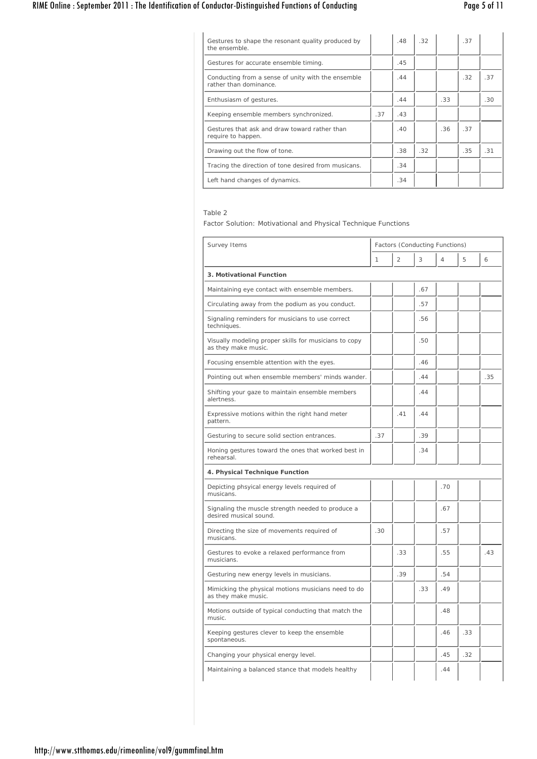| | | | | | | |
|---|---|---|---|---|---|---|
| Gestures to shape the resonant quality produced by the ensemble. | | .48 | .32 | | .37 | |
| Gestures for accurate ensemble timing. | | .45 | | | | |
| Conducting from a sense of unity with the ensemble rather than dominance. | | .44 | | | .32 | .37 |
| Enthusiasm of gestures. | | .44 | | .33 | | .30 |
| Keeping ensemble members synchronized. | .37 | .43 | | | | |
| Gestures that ask and draw toward rather than require to happen. | | .40 | | .36 | .37 | |
| Drawing out the flow of tone. | | .38 | .32 | | .35 | .31 |
| Tracing the direction of tone desired from musicans. | | .34 | | | | |
| Left hand changes of dynamics. | | .34 | | | | |

Table 2

Factor Solution: Motivational and Physical Technique Functions

| Survey Items | Factors (Conducting Functions) | | | | | |
|---|---|---|---|---|---|---|
| | 1 | 2 | 3 | 4 | 5 | 6 |
| **3. Motivational Function** | | | | | | |
| Maintaining eye contact with ensemble members. | | | .67 | | | |
| Circulating away from the podium as you conduct. | | | .57 | | | |
| Signaling reminders for musicians to use correct techniques. | | | .56 | | | |
| Visually modeling proper skills for musicians to copy as they make music. | | | .50 | | | |
| Focusing ensemble attention with the eyes. | | | .46 | | | |
| Pointing out when ensemble members' minds wander. | | | .44 | | | .35 |
| Shifting your gaze to maintain ensemble members alertness. | | | .44 | | | |
| Expressive motions within the right hand meter pattern. | | .41 | .44 | | | |
| Gesturing to secure solid section entrances. | .37 | | .39 | | | |
| Honing gestures toward the ones that worked best in rehearsal. | | | .34 | | | |
| **4. Physical Technique Function** | | | | | | |
| Depicting phsyical energy levels required of musicans. | | | | .70 | | |
| Signaling the muscle strength needed to produce a desired musical sound. | | | | .67 | | |
| Directing the size of movements required of musicans. | .30 | | | .57 | | |
| Gestures to evoke a relaxed performance from musicians. | | .33 | | .55 | | .43 |
| Gesturing new energy levels in musicians. | | .39 | | .54 | | |
| Mimicking the physical motions musicians need to do as they make music. | | | .33 | .49 | | |
| Motions outside of typical conducting that match the music. | | | | .48 | | |
| Keeping gestures clever to keep the ensemble spontaneous. | | | | .46 | .33 | |
| Changing your physical energy level. | | | | .45 | .32 | |
| Maintaining a balanced stance that models healthy | | | | .44 | | |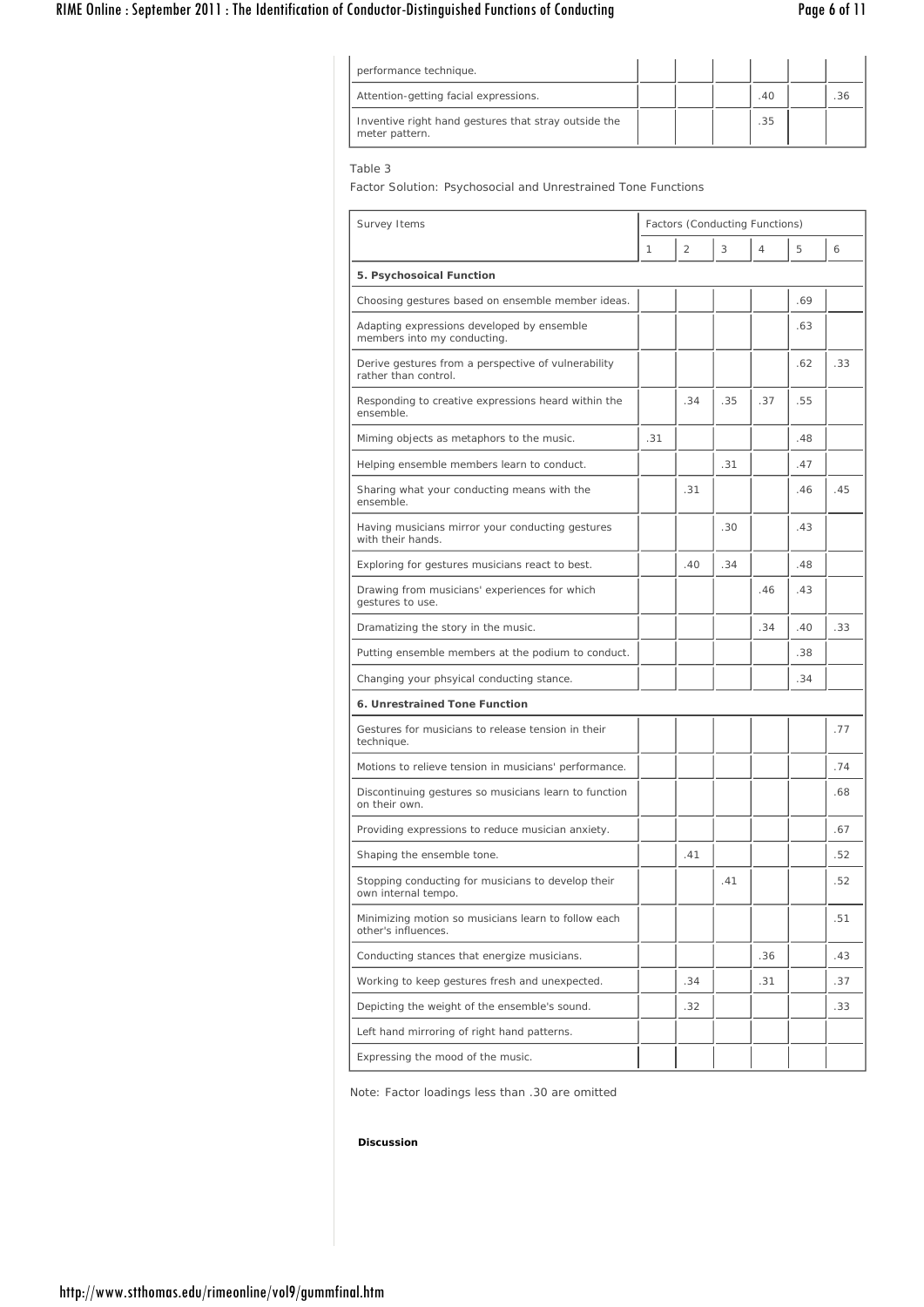| | | | | | | |
|---|---|---|---|---|---|---|
| performance technique. | | | | | | |
| Attention-getting facial expressions. | | | | .40 | | .36 |
| Inventive right hand gestures that stray outside the meter pattern. | | | | .35 | | |

Table 3

Factor Solution: Psychosocial and Unrestrained Tone Functions

| Survey Items | Factors (Conducting Functions) | | | | | |
|---|---|---|---|---|---|---|
| | 1 | 2 | 3 | 4 | 5 | 6 |
| **5. Psychosoical Function** | | | | | | |
| Choosing gestures based on ensemble member ideas. | | | | | .69 | |
| Adapting expressions developed by ensemble members into my conducting. | | | | | .63 | |
| Derive gestures from a perspective of vulnerability rather than control. | | | | | .62 | .33 |
| Responding to creative expressions heard within the ensemble. | | .34 | .35 | .37 | .55 | |
| Miming objects as metaphors to the music. | .31 | | | | .48 | |
| Helping ensemble members learn to conduct. | | | .31 | | .47 | |
| Sharing what your conducting means with the ensemble. | | .31 | | | .46 | .45 |
| Having musicians mirror your conducting gestures with their hands. | | | .30 | | .43 | |
| Exploring for gestures musicians react to best. | | .40 | .34 | | .48 | |
| Drawing from musicians' experiences for which gestures to use. | | | | .46 | .43 | |
| Dramatizing the story in the music. | | | | .34 | .40 | .33 |
| Putting ensemble members at the podium to conduct. | | | | | .38 | |
| Changing your phsyical conducting stance. | | | | | .34 | |
| **6. Unrestrained Tone Function** | | | | | | |
| Gestures for musicians to release tension in their technique. | | | | | | .77 |
| Motions to relieve tension in musicians' performance. | | | | | | .74 |
| Discontinuing gestures so musicians learn to function on their own. | | | | | | .68 |
| Providing expressions to reduce musician anxiety. | | | | | | .67 |
| Shaping the ensemble tone. | | .41 | | | | .52 |
| Stopping conducting for musicians to develop their own internal tempo. | | | .41 | | | .52 |
| Minimizing motion so musicians learn to follow each other's influences. | | | | | | .51 |
| Conducting stances that energize musicians. | | | | .36 | | .43 |
| Working to keep gestures fresh and unexpected. | | .34 | | .31 | | .37 |
| Depicting the weight of the ensemble's sound. | | .32 | | | | .33 |
| Left hand mirroring of right hand patterns. | | | | | | |
| Expressing the mood of the music. | | | | | | |

Note: Factor loadings less than .30 are omitted

**Discussion**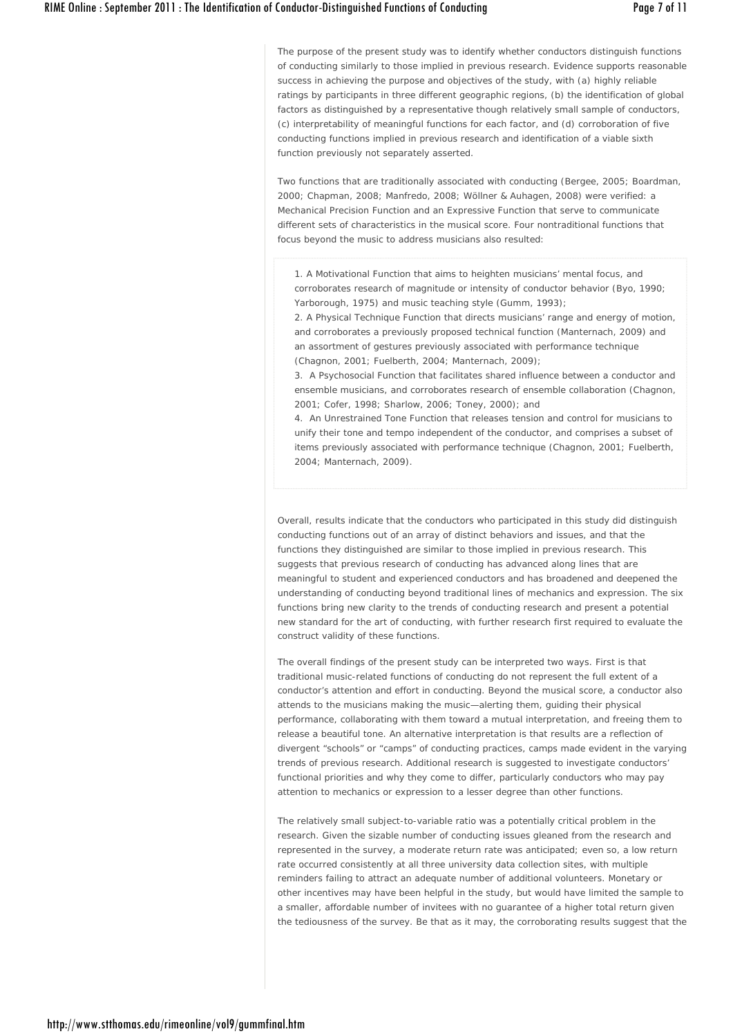The purpose of the present study was to identify whether conductors distinguish functions of conducting similarly to those implied in previous research. Evidence supports reasonable success in achieving the purpose and objectives of the study, with (a) highly reliable ratings by participants in three different geographic regions, (b) the identification of global factors as distinguished by a representative though relatively small sample of conductors, (c) interpretability of meaningful functions for each factor, and (d) corroboration of five conducting functions implied in previous research and identification of a viable sixth function previously not separately asserted.

Two functions that are traditionally associated with conducting (Bergee, 2005; Boardman, 2000; Chapman, 2008; Manfredo, 2008; Wöllner & Auhagen, 2008) were verified: a Mechanical Precision Function and an Expressive Function that serve to communicate different sets of characteristics in the musical score. Four nontraditional functions that focus beyond the music to address musicians also resulted:

1. A Motivational Function that aims to heighten musicians' mental focus, and corroborates research of magnitude or intensity of conductor behavior (Byo, 1990; Yarborough, 1975) and music teaching style (Gumm, 1993);
2. A Physical Technique Function that directs musicians' range and energy of motion, and corroborates a previously proposed technical function (Manternach, 2009) and an assortment of gestures previously associated with performance technique (Chagnon, 2001; Fuelberth, 2004; Manternach, 2009);
3. A Psychosocial Function that facilitates shared influence between a conductor and ensemble musicians, and corroborates research of ensemble collaboration (Chagnon, 2001; Cofer, 1998; Sharlow, 2006; Toney, 2000); and
4. An Unrestrained Tone Function that releases tension and control for musicians to unify their tone and tempo independent of the conductor, and comprises a subset of items previously associated with performance technique (Chagnon, 2001; Fuelberth, 2004; Manternach, 2009).

Overall, results indicate that the conductors who participated in this study did distinguish conducting functions out of an array of distinct behaviors and issues, and that the functions they distinguished are similar to those implied in previous research. This suggests that previous research of conducting has advanced along lines that are meaningful to student and experienced conductors and has broadened and deepened the understanding of conducting beyond traditional lines of mechanics and expression. The six functions bring new clarity to the trends of conducting research and present a potential new standard for the art of conducting, with further research first required to evaluate the construct validity of these functions.

The overall findings of the present study can be interpreted two ways. First is that traditional music-related functions of conducting do not represent the full extent of a conductor's attention and effort in conducting. Beyond the musical score, a conductor also attends to the musicians making the music—alerting them, guiding their physical performance, collaborating with them toward a mutual interpretation, and freeing them to release a beautiful tone. An alternative interpretation is that results are a reflection of divergent "schools" or "camps" of conducting practices, camps made evident in the varying trends of previous research. Additional research is suggested to investigate conductors' functional priorities and why they come to differ, particularly conductors who may pay attention to mechanics or expression to a lesser degree than other functions.

The relatively small subject-to-variable ratio was a potentially critical problem in the research. Given the sizable number of conducting issues gleaned from the research and represented in the survey, a moderate return rate was anticipated; even so, a low return rate occurred consistently at all three university data collection sites, with multiple reminders failing to attract an adequate number of additional volunteers. Monetary or other incentives may have been helpful in the study, but would have limited the sample to a smaller, affordable number of invitees with no guarantee of a higher total return given the tediousness of the survey. Be that as it may, the corroborating results suggest that the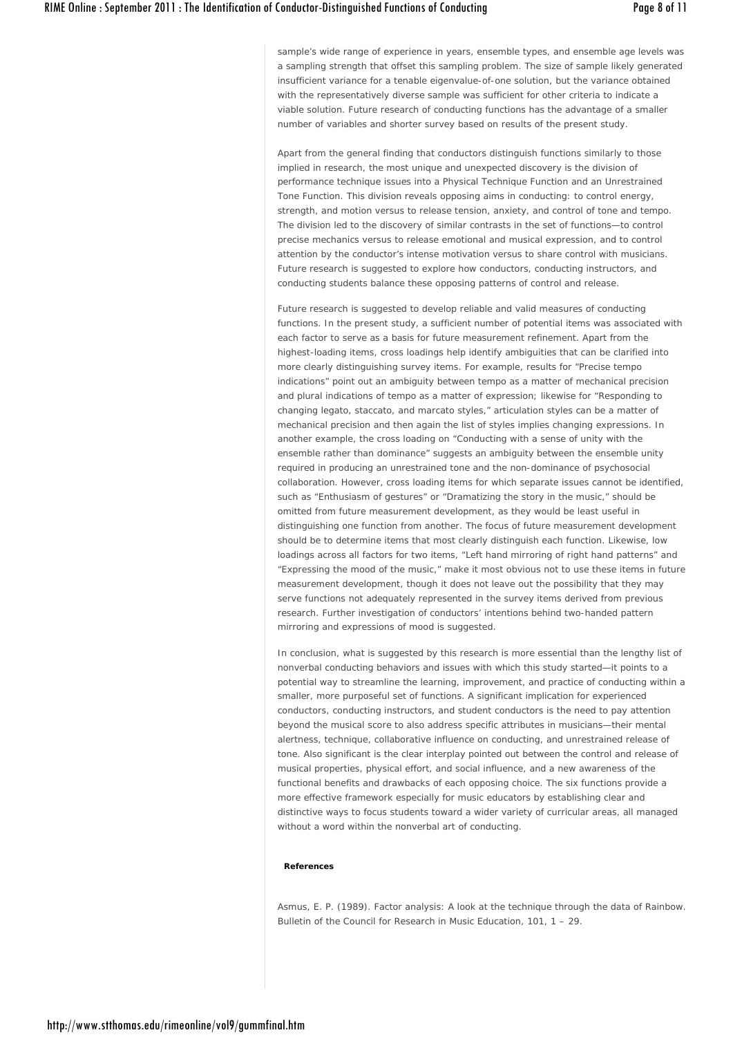sample's wide range of experience in years, ensemble types, and ensemble age levels was a sampling strength that offset this sampling problem. The size of sample likely generated insufficient variance for a tenable eigenvalue-of-one solution, but the variance obtained with the representatively diverse sample was sufficient for other criteria to indicate a viable solution. Future research of conducting functions has the advantage of a smaller number of variables and shorter survey based on results of the present study.

Apart from the general finding that conductors distinguish functions similarly to those implied in research, the most unique and unexpected discovery is the division of performance technique issues into a Physical Technique Function and an Unrestrained Tone Function. This division reveals opposing aims in conducting: to control energy, strength, and motion versus to release tension, anxiety, and control of tone and tempo. The division led to the discovery of similar contrasts in the set of functions—to control precise mechanics versus to release emotional and musical expression, and to control attention by the conductor's intense motivation versus to share control with musicians. Future research is suggested to explore how conductors, conducting instructors, and conducting students balance these opposing patterns of control and release.

Future research is suggested to develop reliable and valid measures of conducting functions. In the present study, a sufficient number of potential items was associated with each factor to serve as a basis for future measurement refinement. Apart from the highest-loading items, cross loadings help identify ambiguities that can be clarified into more clearly distinguishing survey items. For example, results for "Precise tempo indications" point out an ambiguity between tempo as a matter of mechanical precision and plural indications of tempo as a matter of expression; likewise for "Responding to changing legato, staccato, and marcato styles," articulation styles can be a matter of mechanical precision and then again the list of styles implies changing expressions. In another example, the cross loading on "Conducting with a sense of unity with the ensemble rather than dominance" suggests an ambiguity between the ensemble unity required in producing an unrestrained tone and the non-dominance of psychosocial collaboration. However, cross loading items for which separate issues cannot be identified, such as "Enthusiasm of gestures" or "Dramatizing the story in the music," should be omitted from future measurement development, as they would be least useful in distinguishing one function from another. The focus of future measurement development should be to determine items that most clearly distinguish each function. Likewise, low loadings across all factors for two items, "Left hand mirroring of right hand patterns" and "Expressing the mood of the music," make it most obvious not to use these items in future measurement development, though it does not leave out the possibility that they may serve functions not adequately represented in the survey items derived from previous research. Further investigation of conductors' intentions behind two-handed pattern mirroring and expressions of mood is suggested.

In conclusion, what is suggested by this research is more essential than the lengthy list of nonverbal conducting behaviors and issues with which this study started—it points to a potential way to streamline the learning, improvement, and practice of conducting within a smaller, more purposeful set of functions. A significant implication for experienced conductors, conducting instructors, and student conductors is the need to pay attention beyond the musical score to also address specific attributes in musicians—their mental alertness, technique, collaborative influence on conducting, and unrestrained release of tone. Also significant is the clear interplay pointed out between the control and release of musical properties, physical effort, and social influence, and a new awareness of the functional benefits and drawbacks of each opposing choice. The six functions provide a more effective framework especially for music educators by establishing clear and distinctive ways to focus students toward a wider variety of curricular areas, all managed without a word within the nonverbal art of conducting.

**References**

Asmus, E. P. (1989). Factor analysis: A look at the technique through the data of Rainbow. *Bulletin of the Council for Research in Music Education, 101*, 1 – 29.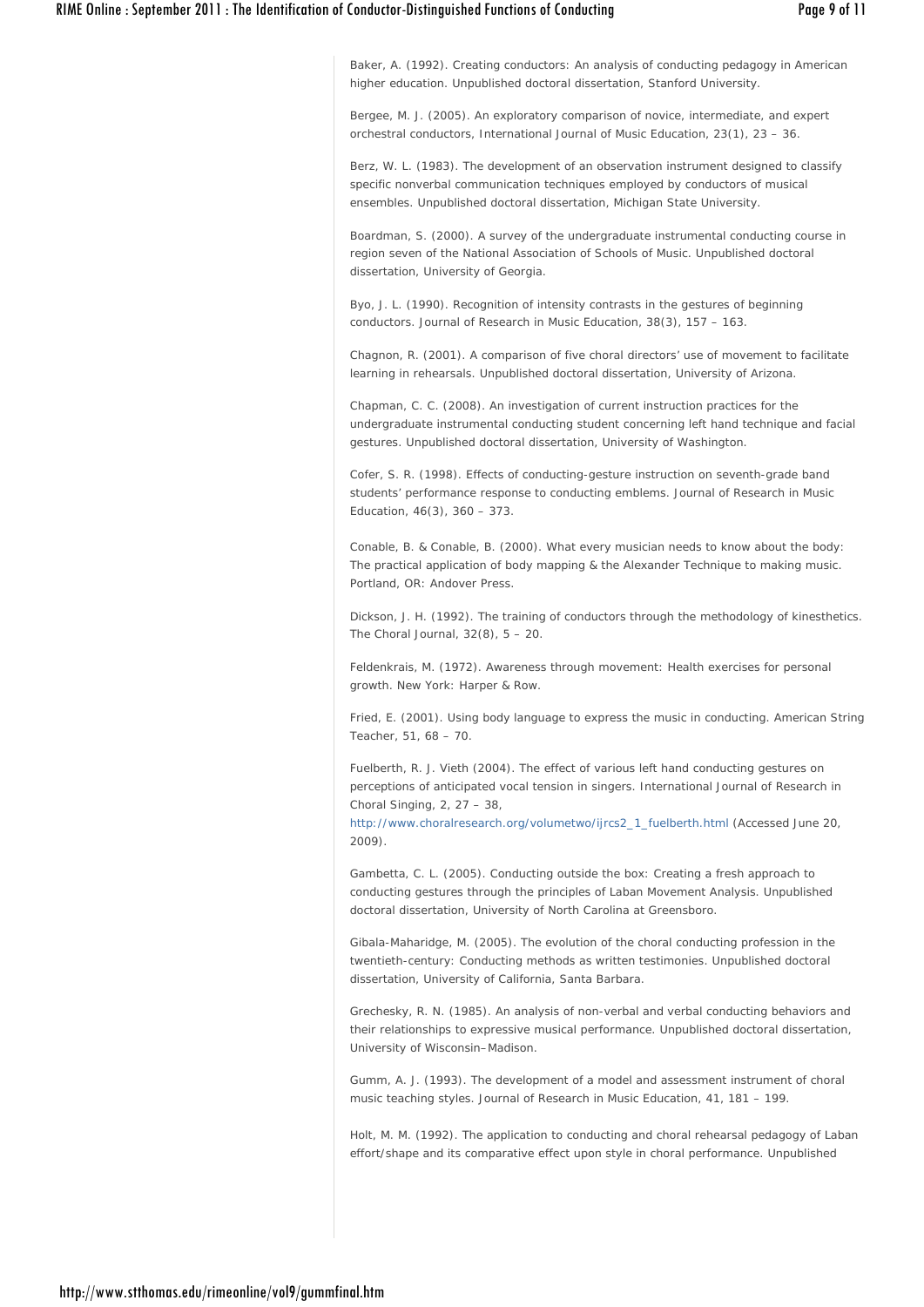Baker, A. (1992). Creating conductors: An analysis of conducting pedagogy in American higher education. Unpublished doctoral dissertation, Stanford University.

Bergee, M. J. (2005). An exploratory comparison of novice, intermediate, and expert orchestral conductors, International Journal of Music Education, 23(1), 23 – 36.

Berz, W. L. (1983). The development of an observation instrument designed to classify specific nonverbal communication techniques employed by conductors of musical ensembles. Unpublished doctoral dissertation, Michigan State University.

Boardman, S. (2000). A survey of the undergraduate instrumental conducting course in region seven of the National Association of Schools of Music. Unpublished doctoral dissertation, University of Georgia.

Byo, J. L. (1990). Recognition of intensity contrasts in the gestures of beginning conductors. Journal of Research in Music Education, 38(3), 157 – 163.

Chagnon, R. (2001). A comparison of five choral directors' use of movement to facilitate learning in rehearsals. Unpublished doctoral dissertation, University of Arizona.

Chapman, C. C. (2008). An investigation of current instruction practices for the undergraduate instrumental conducting student concerning left hand technique and facial gestures. Unpublished doctoral dissertation, University of Washington.

Cofer, S. R. (1998). Effects of conducting-gesture instruction on seventh-grade band students' performance response to conducting emblems. Journal of Research in Music Education, 46(3), 360 – 373.

Conable, B. & Conable, B. (2000). What every musician needs to know about the body: The practical application of body mapping & the Alexander Technique to making music. Portland, OR: Andover Press.

Dickson, J. H. (1992). The training of conductors through the methodology of kinesthetics. The Choral Journal, 32(8), 5 – 20.

Feldenkrais, M. (1972). Awareness through movement: Health exercises for personal growth. New York: Harper & Row.

Fried, E. (2001). Using body language to express the music in conducting. American String Teacher, 51, 68 – 70.

Fuelberth, R. J. Vieth (2004). The effect of various left hand conducting gestures on perceptions of anticipated vocal tension in singers. International Journal of Research in Choral Singing, 2, 27 – 38, http://www.choralresearch.org/volumetwo/ijrcs2_1_fuelberth.html (Accessed June 20, 2009).

Gambetta, C. L. (2005). Conducting outside the box: Creating a fresh approach to conducting gestures through the principles of Laban Movement Analysis. Unpublished doctoral dissertation, University of North Carolina at Greensboro.

Gibala-Maharidge, M. (2005). The evolution of the choral conducting profession in the twentieth-century: Conducting methods as written testimonies. Unpublished doctoral dissertation, University of California, Santa Barbara.

Grechesky, R. N. (1985). An analysis of non-verbal and verbal conducting behaviors and their relationships to expressive musical performance. Unpublished doctoral dissertation, University of Wisconsin–Madison.

Gumm, A. J. (1993). The development of a model and assessment instrument of choral music teaching styles. Journal of Research in Music Education, 41, 181 – 199.

Holt, M. M. (1992). The application to conducting and choral rehearsal pedagogy of Laban effort/shape and its comparative effect upon style in choral performance. Unpublished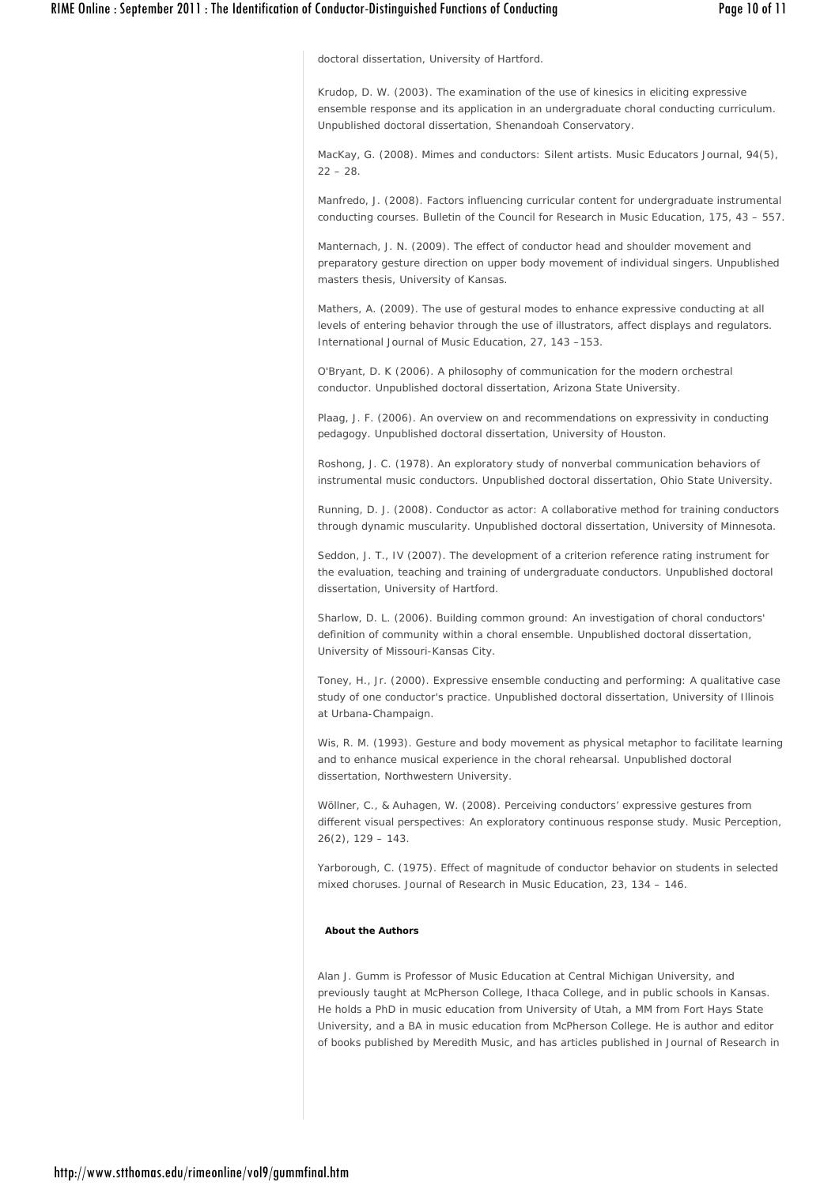doctoral dissertation, University of Hartford.

Krudop, D. W. (2003). The examination of the use of kinesics in eliciting expressive ensemble response and its application in an undergraduate choral conducting curriculum. Unpublished doctoral dissertation, Shenandoah Conservatory.

MacKay, G. (2008). Mimes and conductors: Silent artists. Music Educators Journal, 94(5), 22 – 28.

Manfredo, J. (2008). Factors influencing curricular content for undergraduate instrumental conducting courses. Bulletin of the Council for Research in Music Education, 175, 43 – 557.

Manternach, J. N. (2009). The effect of conductor head and shoulder movement and preparatory gesture direction on upper body movement of individual singers. Unpublished masters thesis, University of Kansas.

Mathers, A. (2009). The use of gestural modes to enhance expressive conducting at all levels of entering behavior through the use of illustrators, affect displays and regulators. International Journal of Music Education, 27, 143 –153.

O'Bryant, D. K (2006). A philosophy of communication for the modern orchestral conductor. Unpublished doctoral dissertation, Arizona State University.

Plaag, J. F. (2006). An overview on and recommendations on expressivity in conducting pedagogy. Unpublished doctoral dissertation, University of Houston.

Roshong, J. C. (1978). An exploratory study of nonverbal communication behaviors of instrumental music conductors. Unpublished doctoral dissertation, Ohio State University.

Running, D. J. (2008). Conductor as actor: A collaborative method for training conductors through dynamic muscularity. Unpublished doctoral dissertation, University of Minnesota.

Seddon, J. T., IV (2007). The development of a criterion reference rating instrument for the evaluation, teaching and training of undergraduate conductors. Unpublished doctoral dissertation, University of Hartford.

Sharlow, D. L. (2006). Building common ground: An investigation of choral conductors' definition of community within a choral ensemble. Unpublished doctoral dissertation, University of Missouri-Kansas City.

Toney, H., Jr. (2000). Expressive ensemble conducting and performing: A qualitative case study of one conductor's practice. Unpublished doctoral dissertation, University of Illinois at Urbana-Champaign.

Wis, R. M. (1993). Gesture and body movement as physical metaphor to facilitate learning and to enhance musical experience in the choral rehearsal. Unpublished doctoral dissertation, Northwestern University.

Wöllner, C., & Auhagen, W. (2008). Perceiving conductors' expressive gestures from different visual perspectives: An exploratory continuous response study. Music Perception, 26(2), 129 – 143.

Yarborough, C. (1975). Effect of magnitude of conductor behavior on students in selected mixed choruses. Journal of Research in Music Education, 23, 134 – 146.

**About the Authors**

Alan J. Gumm is Professor of Music Education at Central Michigan University, and previously taught at McPherson College, Ithaca College, and in public schools in Kansas. He holds a PhD in music education from University of Utah, a MM from Fort Hays State University, and a BA in music education from McPherson College. He is author and editor of books published by Meredith Music, and has articles published in Journal of Research in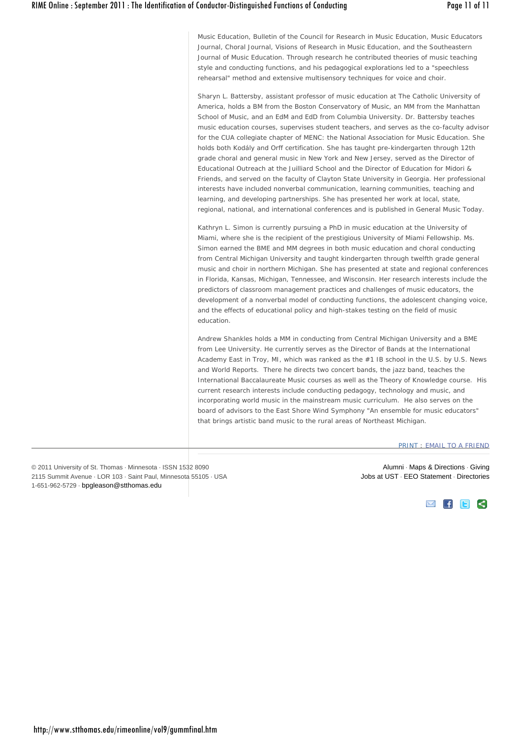Music Education, Bulletin of the Council for Research in Music Education, Music Educators Journal, Choral Journal, Visions of Research in Music Education, and the Southeastern Journal of Music Education. Through research he contributed theories of music teaching style and conducting functions, and his pedagogical explorations led to a "speechless rehearsal" method and extensive multisensory techniques for voice and choir.

Sharyn L. Battersby, assistant professor of music education at The Catholic University of America, holds a BM from the Boston Conservatory of Music, an MM from the Manhattan School of Music, and an EdM and EdD from Columbia University. Dr. Battersby teaches music education courses, supervises student teachers, and serves as the co-faculty advisor for the CUA collegiate chapter of MENC: the National Association for Music Education. She holds both Kodály and Orff certification. She has taught pre-kindergarten through 12th grade choral and general music in New York and New Jersey, served as the Director of Educational Outreach at the Juilliard School and the Director of Education for Midori & Friends, and served on the faculty of Clayton State University in Georgia. Her professional interests have included nonverbal communication, learning communities, teaching and learning, and developing partnerships. She has presented her work at local, state, regional, national, and international conferences and is published in General Music Today.

Kathryn L. Simon is currently pursuing a PhD in music education at the University of Miami, where she is the recipient of the prestigious University of Miami Fellowship. Ms. Simon earned the BME and MM degrees in both music education and choral conducting from Central Michigan University and taught kindergarten through twelfth grade general music and choir in northern Michigan. She has presented at state and regional conferences in Florida, Kansas, Michigan, Tennessee, and Wisconsin. Her research interests include the predictors of classroom management practices and challenges of music educators, the development of a nonverbal model of conducting functions, the adolescent changing voice, and the effects of educational policy and high-stakes testing on the field of music education.

Andrew Shankles holds a MM in conducting from Central Michigan University and a BME from Lee University. He currently serves as the Director of Bands at the International Academy East in Troy, MI, which was ranked as the #1 IB school in the U.S. by U.S. News and World Reports. There he directs two concert bands, the jazz band, teaches the International Baccalaureate Music courses as well as the Theory of Knowledge course. His current research interests include conducting pedagogy, technology and music, and incorporating world music in the mainstream music curriculum. He also serves on the board of advisors to the East Shore Wind Symphony "An ensemble for music educators" that brings artistic band music to the rural areas of Northeast Michigan.

PRINT : EMAIL TO A FRIEND

© 2011 University of St. Thomas · Minnesota · ISSN 1532 8090
2115 Summit Avenue · LOR 103 · Saint Paul, Minnesota 55105 · USA
1-651-962-5729 · bpgleason@stthomas.edu

Alumni · Maps & Directions · Giving
Jobs at UST · EEO Statement · Directories